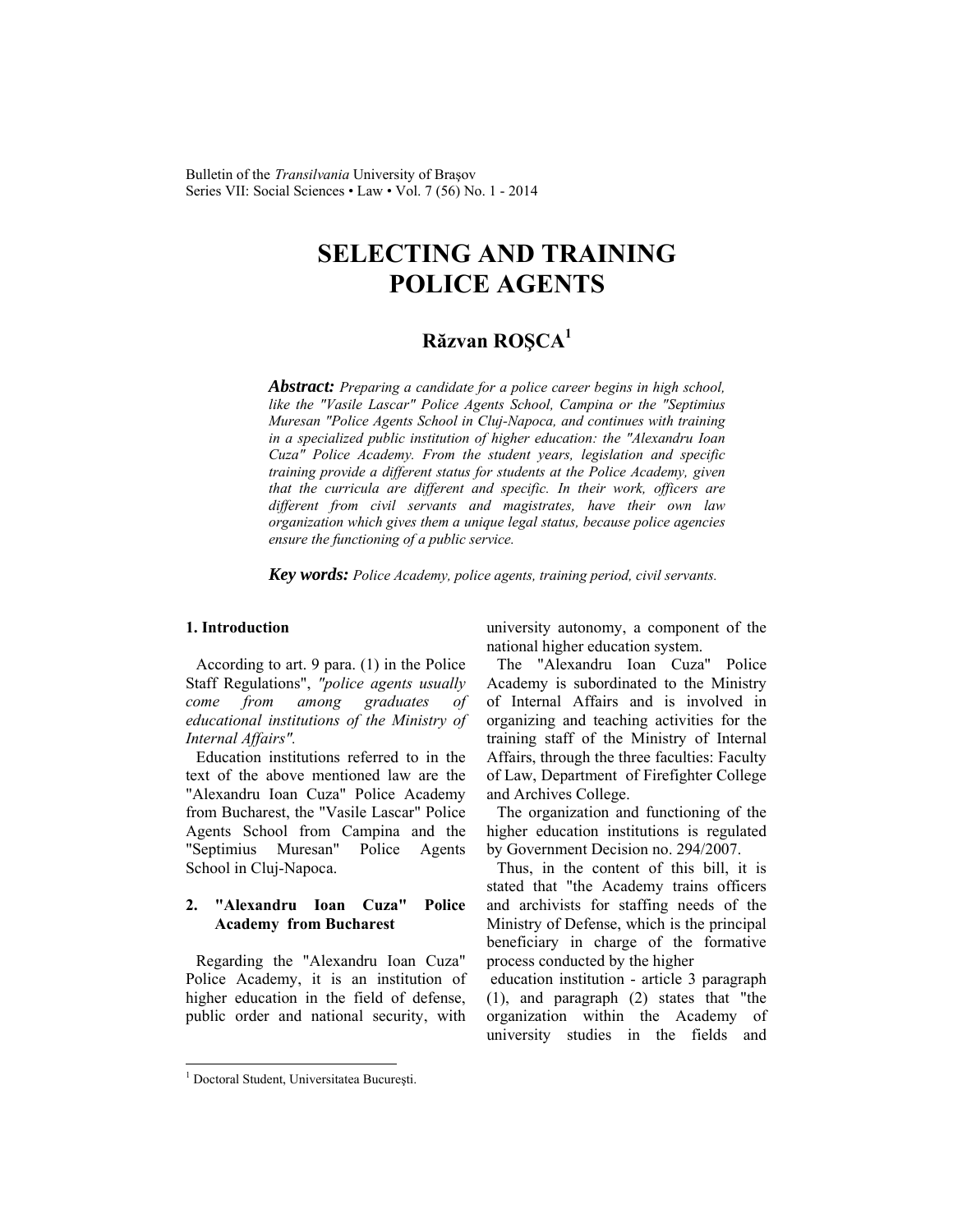# SELECTING AND TRAINING POLICE AGENTS

## Răzvan ROŞCA[1]

***Abstract:*** *Preparing a candidate for a police career begins in high school, like the "Vasile Lascar" Police Agents School, Campina or the "Septimius Muresan "Police Agents School in Cluj-Napoca, and continues with training in a specialized public institution of higher education: the "Alexandru Ioan Cuza" Police Academy. From the student years, legislation and specific training provide a different status for students at the Police Academy, given that the curricula are different and specific. In their work, officers are different from civil servants and magistrates, have their own law organization which gives them a unique legal status, because police agencies ensure the functioning of a public service.*

***Key words:*** *Police Academy, police agents, training period, civil servants.*

### 1. Introduction

According to art. 9 para. (1) in the Police Staff Regulations", *"police agents usually come from among graduates of educational institutions of the Ministry of Internal Affairs".*

Education institutions referred to in the text of the above mentioned law are the "Alexandru Ioan Cuza" Police Academy from Bucharest, the "Vasile Lascar" Police Agents School from Campina and the "Septimius Muresan" Police Agents School in Cluj-Napoca.

### 2. "Alexandru Ioan Cuza" Police Academy from Bucharest

Regarding the "Alexandru Ioan Cuza" Police Academy, it is an institution of higher education in the field of defense, public order and national security, with university autonomy, a component of the national higher education system.

The "Alexandru Ioan Cuza" Police Academy is subordinated to the Ministry of Internal Affairs and is involved in organizing and teaching activities for the training staff of the Ministry of Internal Affairs, through the three faculties: Faculty of Law, Department of Firefighter College and Archives College.

The organization and functioning of the higher education institutions is regulated by Government Decision no. 294/2007.

Thus, in the content of this bill, it is stated that "the Academy trains officers and archivists for staffing needs of the Ministry of Defense, which is the principal beneficiary in charge of the formative process conducted by the higher education institution - article 3 paragraph (1), and paragraph (2) states that "the organization within the Academy of university studies in the fields and

[1] Doctoral Student, Universitatea Bucureşti.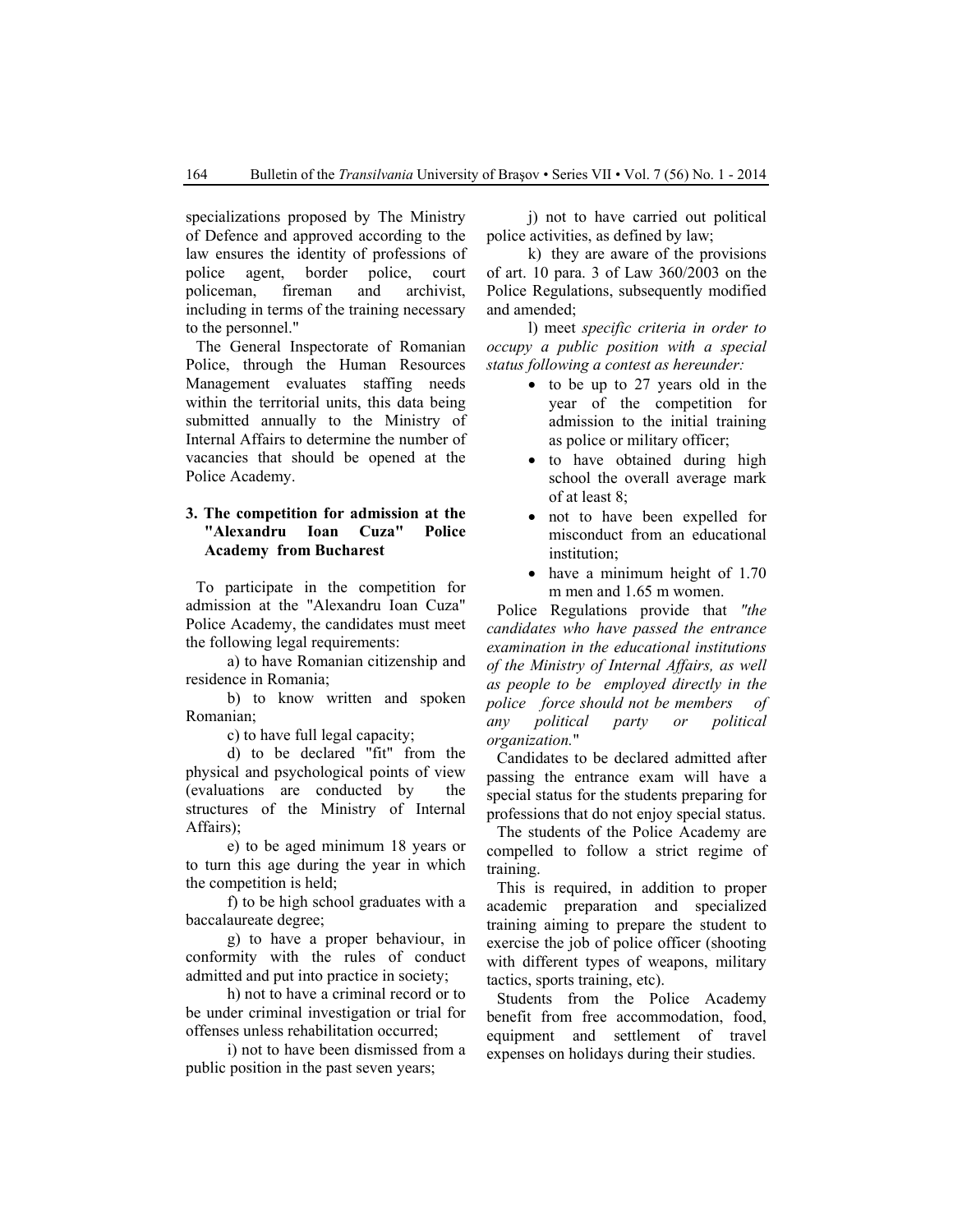specializations proposed by The Ministry of Defence and approved according to the law ensures the identity of professions of police agent, border police, court policeman, fireman and archivist, including in terms of the training necessary to the personnel."

The General Inspectorate of Romanian Police, through the Human Resources Management evaluates staffing needs within the territorial units, this data being submitted annually to the Ministry of Internal Affairs to determine the number of vacancies that should be opened at the Police Academy.

## 3. The competition for admission at the "Alexandru Ioan Cuza" Police Academy from Bucharest

To participate in the competition for admission at the "Alexandru Ioan Cuza" Police Academy, the candidates must meet the following legal requirements:

a) to have Romanian citizenship and residence in Romania;

b) to know written and spoken Romanian;

c) to have full legal capacity;

d) to be declared "fit" from the physical and psychological points of view (evaluations are conducted by the structures of the Ministry of Internal Affairs);

e) to be aged minimum 18 years or to turn this age during the year in which the competition is held;

f) to be high school graduates with a baccalaureate degree;

g) to have a proper behaviour, in conformity with the rules of conduct admitted and put into practice in society;

h) not to have a criminal record or to be under criminal investigation or trial for offenses unless rehabilitation occurred;

i) not to have been dismissed from a public position in the past seven years;

j) not to have carried out political police activities, as defined by law;

k) they are aware of the provisions of art. 10 para. 3 of Law 360/2003 on the Police Regulations, subsequently modified and amended;

l) meet *specific criteria in order to occupy a public position with a special status following a contest as hereunder:*

- to be up to 27 years old in the year of the competition for admission to the initial training as police or military officer;
- to have obtained during high school the overall average mark of at least 8;
- not to have been expelled for misconduct from an educational institution;
- have a minimum height of 1.70 m men and 1.65 m women.

Police Regulations provide that *"the candidates who have passed the entrance examination in the educational institutions of the Ministry of Internal Affairs, as well as people to be employed directly in the police force should not be members of any political party or political organization.*"

Candidates to be declared admitted after passing the entrance exam will have a special status for the students preparing for professions that do not enjoy special status.

The students of the Police Academy are compelled to follow a strict regime of training.

This is required, in addition to proper academic preparation and specialized training aiming to prepare the student to exercise the job of police officer (shooting with different types of weapons, military tactics, sports training, etc).

Students from the Police Academy benefit from free accommodation, food, equipment and settlement of travel expenses on holidays during their studies.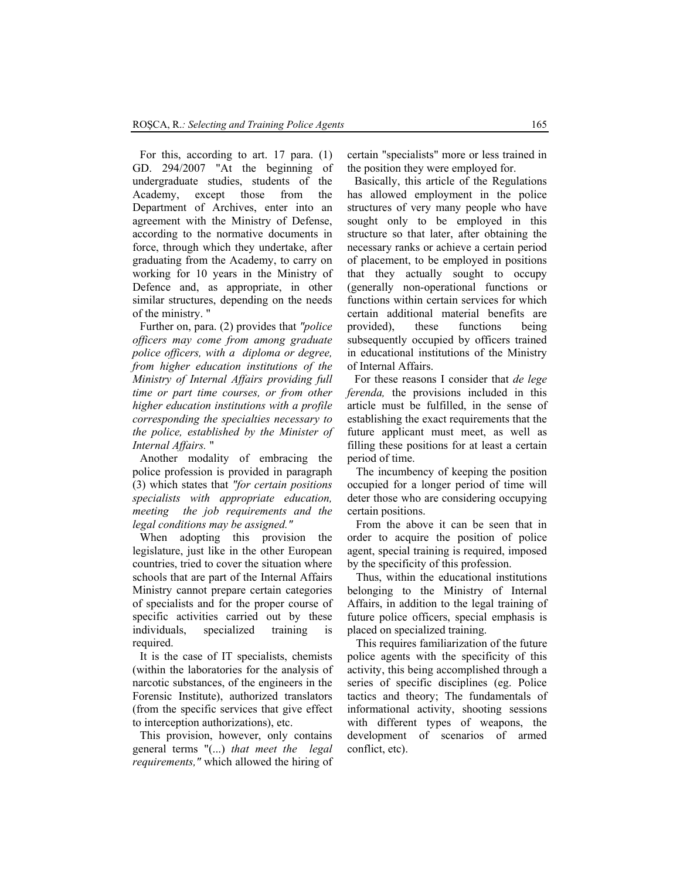For this, according to art. 17 para. (1) GD. 294/2007 "At the beginning of undergraduate studies, students of the Academy, except those from the Department of Archives, enter into an agreement with the Ministry of Defense, according to the normative documents in force, through which they undertake, after graduating from the Academy, to carry on working for 10 years in the Ministry of Defence and, as appropriate, in other similar structures, depending on the needs of the ministry. "

Further on, para. (2) provides that *"police officers may come from among graduate police officers, with a diploma or degree, from higher education institutions of the Ministry of Internal Affairs providing full time or part time courses, or from other higher education institutions with a profile corresponding the specialties necessary to the police, established by the Minister of Internal Affairs.* "

Another modality of embracing the police profession is provided in paragraph (3) which states that *"for certain positions specialists with appropriate education, meeting the job requirements and the legal conditions may be assigned."*

When adopting this provision the legislature, just like in the other European countries, tried to cover the situation where schools that are part of the Internal Affairs Ministry cannot prepare certain categories of specialists and for the proper course of specific activities carried out by these individuals, specialized training is required.

It is the case of IT specialists, chemists (within the laboratories for the analysis of narcotic substances, of the engineers in the Forensic Institute), authorized translators (from the specific services that give effect to interception authorizations), etc.

This provision, however, only contains general terms "(...) *that meet the legal requirements,"* which allowed the hiring of certain "specialists" more or less trained in the position they were employed for.

Basically, this article of the Regulations has allowed employment in the police structures of very many people who have sought only to be employed in this structure so that later, after obtaining the necessary ranks or achieve a certain period of placement, to be employed in positions that they actually sought to occupy (generally non-operational functions or functions within certain services for which certain additional material benefits are provided), these functions being subsequently occupied by officers trained in educational institutions of the Ministry of Internal Affairs.

For these reasons I consider that *de lege ferenda,* the provisions included in this article must be fulfilled, in the sense of establishing the exact requirements that the future applicant must meet, as well as filling these positions for at least a certain period of time.

The incumbency of keeping the position occupied for a longer period of time will deter those who are considering occupying certain positions.

From the above it can be seen that in order to acquire the position of police agent, special training is required, imposed by the specificity of this profession.

Thus, within the educational institutions belonging to the Ministry of Internal Affairs, in addition to the legal training of future police officers, special emphasis is placed on specialized training.

This requires familiarization of the future police agents with the specificity of this activity, this being accomplished through a series of specific disciplines (eg. Police tactics and theory; The fundamentals of informational activity, shooting sessions with different types of weapons, the development of scenarios of armed conflict, etc).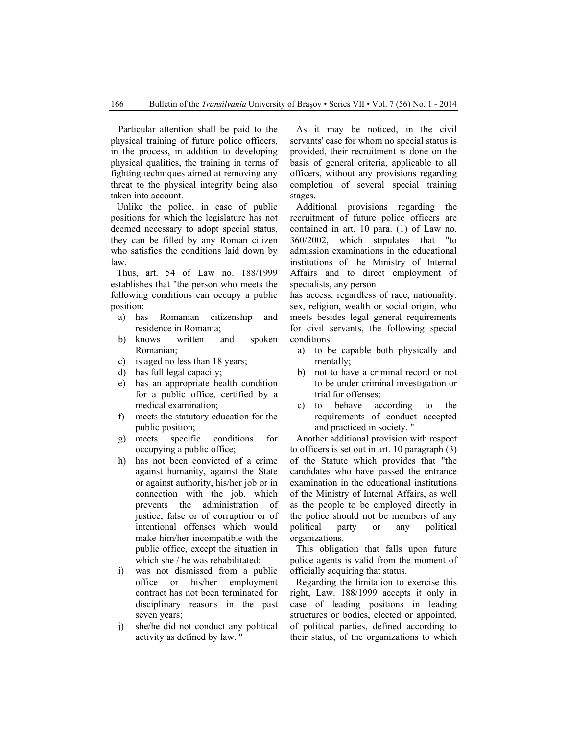Particular attention shall be paid to the physical training of future police officers, in the process, in addition to developing physical qualities, the training in terms of fighting techniques aimed at removing any threat to the physical integrity being also taken into account.

Unlike the police, in case of public positions for which the legislature has not deemed necessary to adopt special status, they can be filled by any Roman citizen who satisfies the conditions laid down by law.

Thus, art. 54 of Law no. 188/1999 establishes that "the person who meets the following conditions can occupy a public position:

a) has Romanian citizenship and residence in Romania;
b) knows written and spoken Romanian;
c) is aged no less than 18 years;
d) has full legal capacity;
e) has an appropriate health condition for a public office, certified by a medical examination;
f) meets the statutory education for the public position;
g) meets specific conditions for occupying a public office;
h) has not been convicted of a crime against humanity, against the State or against authority, his/her job or in connection with the job, which prevents the administration of justice, false or of corruption or of intentional offenses which would make him/her incompatible with the public office, except the situation in which she / he was rehabilitated;
i) was not dismissed from a public office or his/her employment contract has not been terminated for disciplinary reasons in the past seven years;
j) she/he did not conduct any political activity as defined by law. "

As it may be noticed, in the civil servants' case for whom no special status is provided, their recruitment is done on the basis of general criteria, applicable to all officers, without any provisions regarding completion of several special training stages.

Additional provisions regarding the recruitment of future police officers are contained in art. 10 para. (1) of Law no. 360/2002, which stipulates that "to admission examinations in the educational institutions of the Ministry of Internal Affairs and to direct employment of specialists, any person has access, regardless of race, nationality, sex, religion, wealth or social origin, who meets besides legal general requirements for civil servants, the following special conditions:

a) to be capable both physically and mentally;
b) not to have a criminal record or not to be under criminal investigation or trial for offenses;
c) to behave according to the requirements of conduct accepted and practiced in society. "

Another additional provision with respect to officers is set out in art. 10 paragraph (3) of the Statute which provides that "the candidates who have passed the entrance examination in the educational institutions of the Ministry of Internal Affairs, as well as the people to be employed directly in the police should not be members of any political party or any political organizations.

This obligation that falls upon future police agents is valid from the moment of officially acquiring that status.

Regarding the limitation to exercise this right, Law. 188/1999 accepts it only in case of leading positions in leading structures or bodies, elected or appointed, of political parties, defined according to their status, of the organizations to which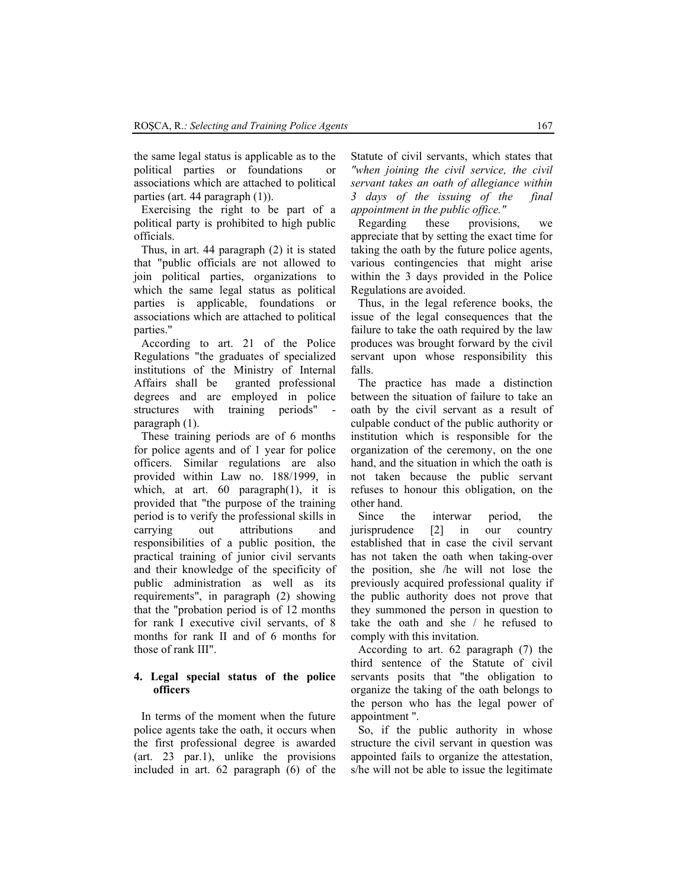the same legal status is applicable as to the political parties or foundations or associations which are attached to political parties (art. 44 paragraph (1)).

Exercising the right to be part of a political party is prohibited to high public officials.

Thus, in art. 44 paragraph (2) it is stated that "public officials are not allowed to join political parties, organizations to which the same legal status as political parties is applicable, foundations or associations which are attached to political parties."

According to art. 21 of the Police Regulations "the graduates of specialized institutions of the Ministry of Internal Affairs shall be granted professional degrees and are employed in police structures with training periods" - paragraph (1).

These training periods are of 6 months for police agents and of 1 year for police officers. Similar regulations are also provided within Law no. 188/1999, in which, at art. 60 paragraph(1), it is provided that "the purpose of the training period is to verify the professional skills in carrying out attributions and responsibilities of a public position, the practical training of junior civil servants and their knowledge of the specificity of public administration as well as its requirements", in paragraph (2) showing that the "probation period is of 12 months for rank I executive civil servants, of 8 months for rank II and of 6 months for those of rank III".

## 4. Legal special status of the police officers

In terms of the moment when the future police agents take the oath, it occurs when the first professional degree is awarded (art. 23 par.1), unlike the provisions included in art. 62 paragraph (6) of the Statute of civil servants, which states that *"when joining the civil service, the civil servant takes an oath of allegiance within 3 days of the issuing of the final appointment in the public office."*

Regarding these provisions, we appreciate that by setting the exact time for taking the oath by the future police agents, various contingencies that might arise within the 3 days provided in the Police Regulations are avoided.

Thus, in the legal reference books, the issue of the legal consequences that the failure to take the oath required by the law produces was brought forward by the civil servant upon whose responsibility this falls.

The practice has made a distinction between the situation of failure to take an oath by the civil servant as a result of culpable conduct of the public authority or institution which is responsible for the organization of the ceremony, on the one hand, and the situation in which the oath is not taken because the public servant refuses to honour this obligation, on the other hand.

Since the interwar period, the jurisprudence [2] in our country established that in case the civil servant has not taken the oath when taking-over the position, she /he will not lose the previously acquired professional quality if the public authority does not prove that they summoned the person in question to take the oath and she / he refused to comply with this invitation.

According to art. 62 paragraph (7) the third sentence of the Statute of civil servants posits that "the obligation to organize the taking of the oath belongs to the person who has the legal power of appointment ".

So, if the public authority in whose structure the civil servant in question was appointed fails to organize the attestation, s/he will not be able to issue the legitimate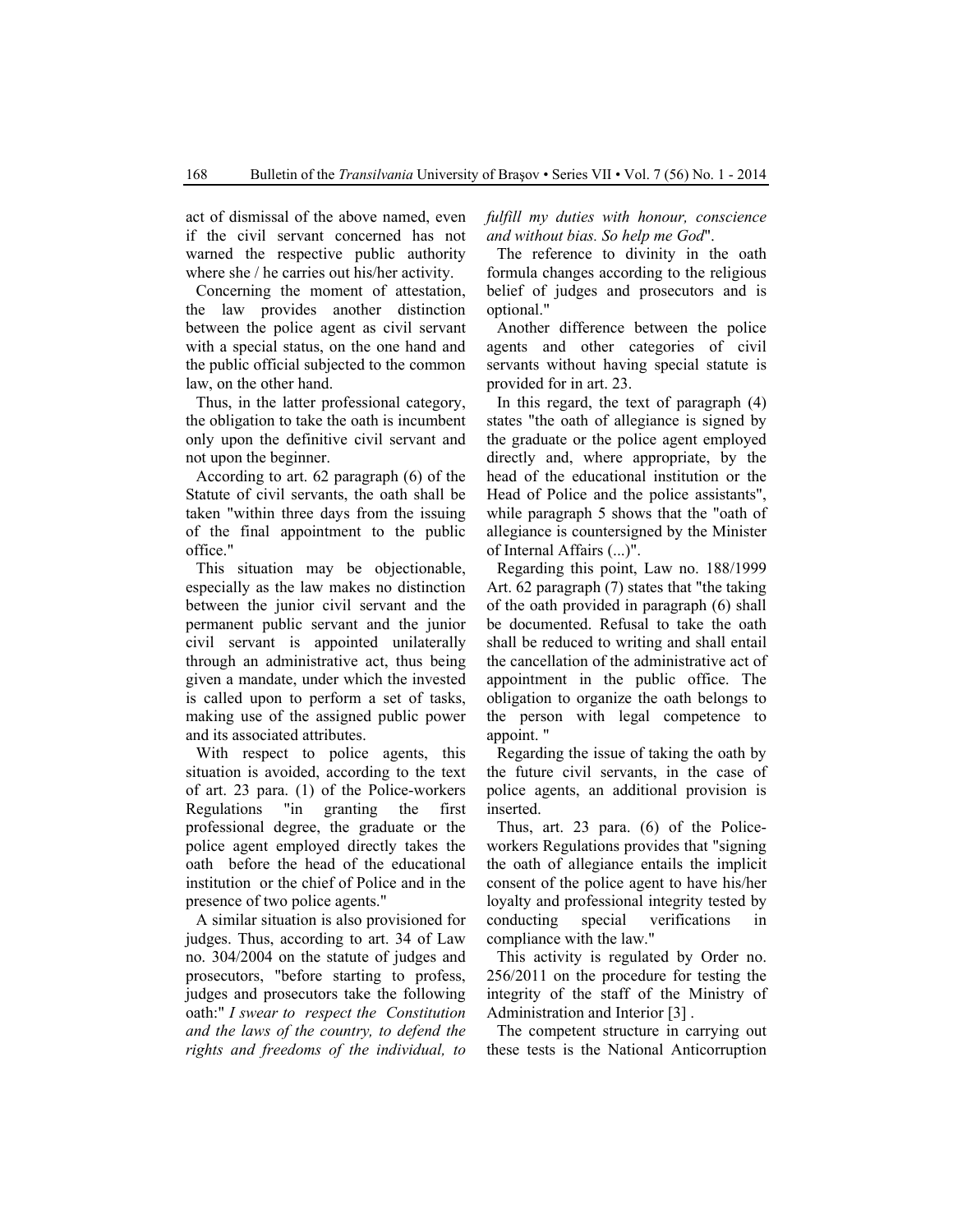act of dismissal of the above named, even if the civil servant concerned has not warned the respective public authority where she / he carries out his/her activity.

Concerning the moment of attestation, the law provides another distinction between the police agent as civil servant with a special status, on the one hand and the public official subjected to the common law, on the other hand.

Thus, in the latter professional category, the obligation to take the oath is incumbent only upon the definitive civil servant and not upon the beginner.

According to art. 62 paragraph (6) of the Statute of civil servants, the oath shall be taken "within three days from the issuing of the final appointment to the public office."

This situation may be objectionable, especially as the law makes no distinction between the junior civil servant and the permanent public servant and the junior civil servant is appointed unilaterally through an administrative act, thus being given a mandate, under which the invested is called upon to perform a set of tasks, making use of the assigned public power and its associated attributes.

With respect to police agents, this situation is avoided, according to the text of art. 23 para. (1) of the Police-workers Regulations "in granting the first professional degree, the graduate or the police agent employed directly takes the oath before the head of the educational institution or the chief of Police and in the presence of two police agents."

A similar situation is also provisioned for judges. Thus, according to art. 34 of Law no. 304/2004 on the statute of judges and prosecutors, "before starting to profess, judges and prosecutors take the following oath:" *I swear to respect the Constitution and the laws of the country, to defend the rights and freedoms of the individual, to fulfill my duties with honour, conscience and without bias. So help me God*".

The reference to divinity in the oath formula changes according to the religious belief of judges and prosecutors and is optional."

Another difference between the police agents and other categories of civil servants without having special statute is provided for in art. 23.

In this regard, the text of paragraph (4) states "the oath of allegiance is signed by the graduate or the police agent employed directly and, where appropriate, by the head of the educational institution or the Head of Police and the police assistants", while paragraph 5 shows that the "oath of allegiance is countersigned by the Minister of Internal Affairs (...)".

Regarding this point, Law no. 188/1999 Art. 62 paragraph (7) states that "the taking of the oath provided in paragraph (6) shall be documented. Refusal to take the oath shall be reduced to writing and shall entail the cancellation of the administrative act of appointment in the public office. The obligation to organize the oath belongs to the person with legal competence to appoint. "

Regarding the issue of taking the oath by the future civil servants, in the case of police agents, an additional provision is inserted.

Thus, art. 23 para. (6) of the Police-workers Regulations provides that "signing the oath of allegiance entails the implicit consent of the police agent to have his/her loyalty and professional integrity tested by conducting special verifications in compliance with the law."

This activity is regulated by Order no. 256/2011 on the procedure for testing the integrity of the staff of the Ministry of Administration and Interior [3] .

The competent structure in carrying out these tests is the National Anticorruption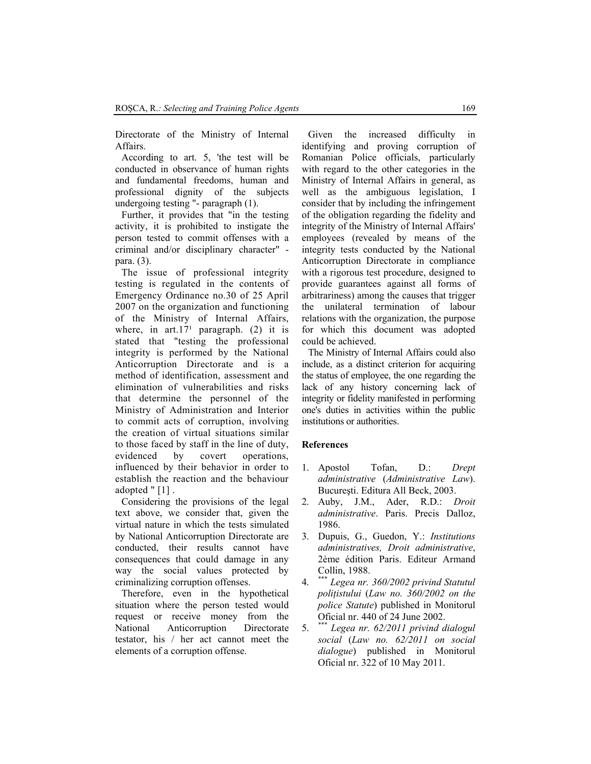Directorate of the Ministry of Internal Affairs.

According to art. 5, 'the test will be conducted in observance of human rights and fundamental freedoms, human and professional dignity of the subjects undergoing testing "- paragraph (1).

Further, it provides that "in the testing activity, it is prohibited to instigate the person tested to commit offenses with a criminal and/or disciplinary character" - para. (3).

The issue of professional integrity testing is regulated in the contents of Emergency Ordinance no.30 of 25 April 2007 on the organization and functioning of the Ministry of Internal Affairs, where, in art.17¹ paragraph. (2) it is stated that "testing the professional integrity is performed by the National Anticorruption Directorate and is a method of identification, assessment and elimination of vulnerabilities and risks that determine the personnel of the Ministry of Administration and Interior to commit acts of corruption, involving the creation of virtual situations similar to those faced by staff in the line of duty, evidenced by covert operations, influenced by their behavior in order to establish the reaction and the behaviour adopted " [1] .

Considering the provisions of the legal text above, we consider that, given the virtual nature in which the tests simulated by National Anticorruption Directorate are conducted, their results cannot have consequences that could damage in any way the social values protected by criminalizing corruption offenses.

Therefore, even in the hypothetical situation where the person tested would request or receive money from the National Anticorruption Directorate testator, his / her act cannot meet the elements of a corruption offense.

Given the increased difficulty in identifying and proving corruption of Romanian Police officials, particularly with regard to the other categories in the Ministry of Internal Affairs in general, as well as the ambiguous legislation, I consider that by including the infringement of the obligation regarding the fidelity and integrity of the Ministry of Internal Affairs' employees (revealed by means of the integrity tests conducted by the National Anticorruption Directorate in compliance with a rigorous test procedure, designed to provide guarantees against all forms of arbitrariness) among the causes that trigger the unilateral termination of labour relations with the organization, the purpose for which this document was adopted could be achieved.

The Ministry of Internal Affairs could also include, as a distinct criterion for acquiring the status of employee, the one regarding the lack of any history concerning lack of integrity or fidelity manifested in performing one's duties in activities within the public institutions or authorities.

## References

1. Apostol Tofan, D.: *Drept administrative* (*Administrative Law*). Bucureşti. Editura All Beck, 2003.
2. Auby, J.M., Ader, R.D.: *Droit administrative*. Paris. Precis Dalloz, 1986.
3. Dupuis, G., Guedon, Y.: *Institutions administratives, Droit administrative*, 2ème édition Paris. Editeur Armand Collin, 1988.
4. *** *Legea nr. 360/2002 privind Statutul poliţistului* (*Law no. 360/2002 on the police Statute*) published in Monitorul Oficial nr. 440 of 24 June 2002.
5. *** *Legea nr. 62/2011 privind dialogul social* (*Law no. 62/2011 on social dialogue*) published in Monitorul Oficial nr. 322 of 10 May 2011.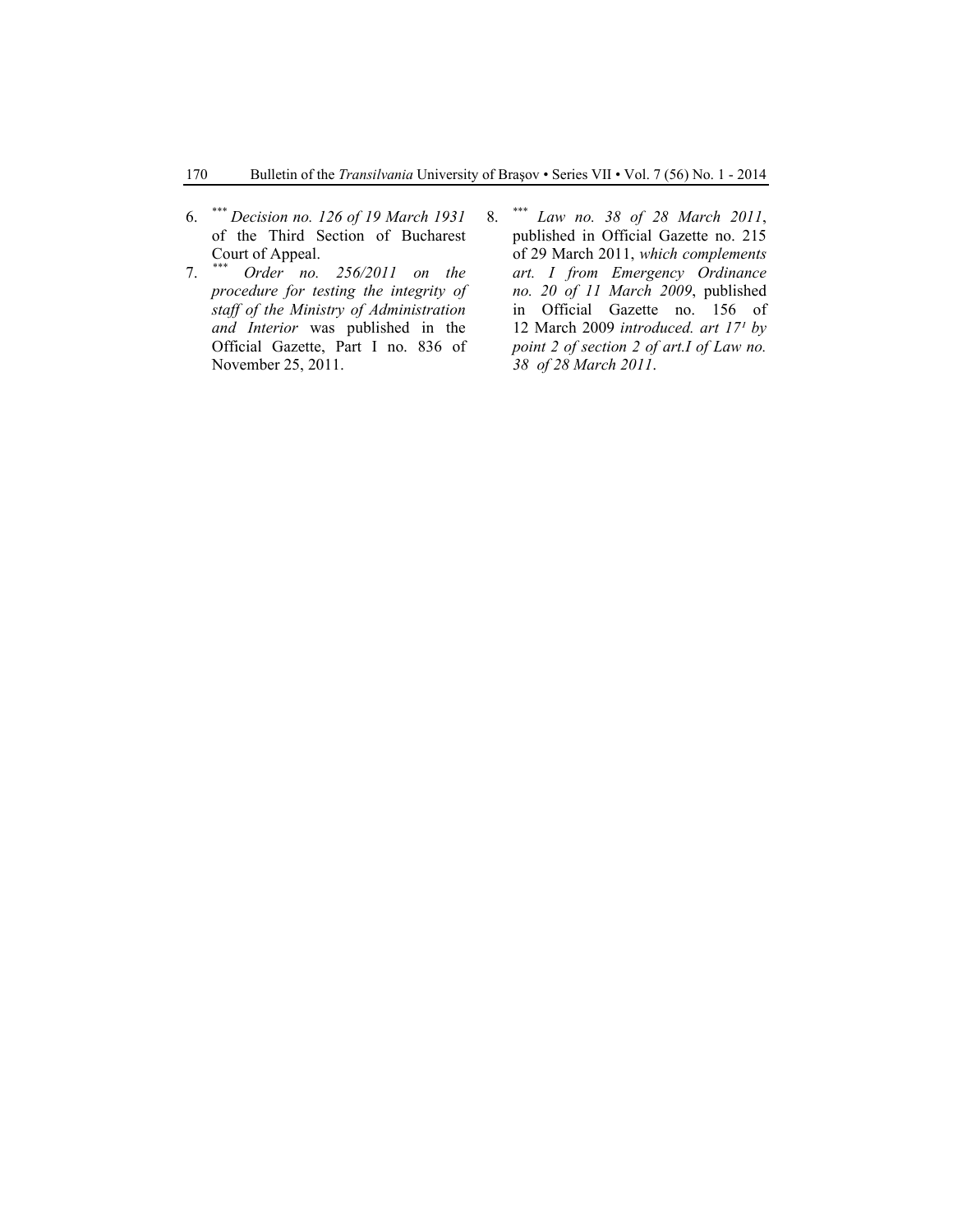6. *** *Decision no. 126 of 19 March 1931* of the Third Section of Bucharest Court of Appeal.
7. *** *Order no. 256/2011 on the procedure for testing the integrity of staff of the Ministry of Administration and Interior* was published in the Official Gazette, Part I no. 836 of November 25, 2011.
8. *** *Law no. 38 of 28 March 2011*, published in Official Gazette no. 215 of 29 March 2011, *which complements art. I from Emergency Ordinance no. 20 of 11 March 2009*, published in Official Gazette no. 156 of 12 March 2009 *introduced. art* $17^1$ *by point 2 of section 2 of art.I of Law no. 38 of 28 March 2011*.